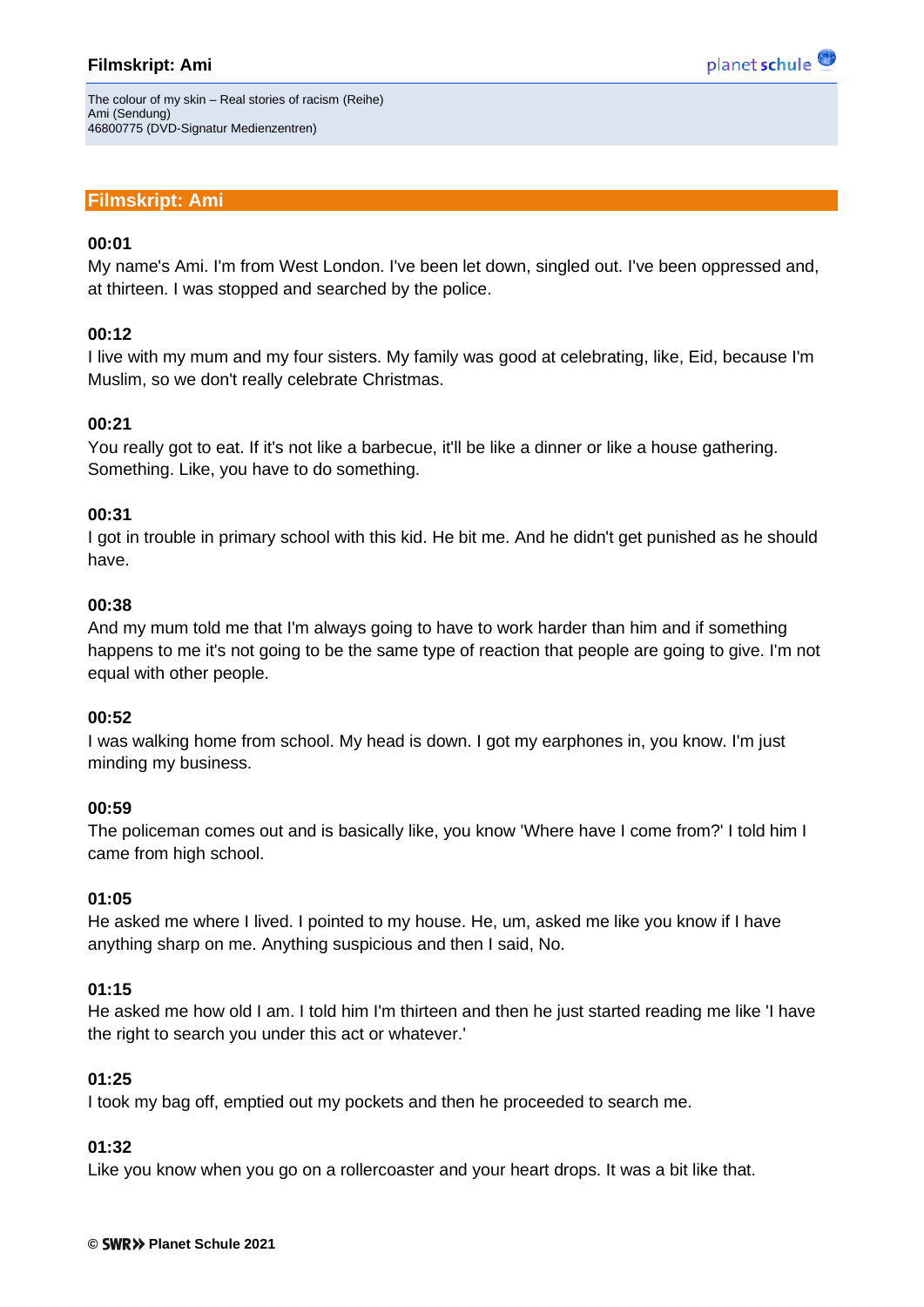# Filmskript: Ami

The colour of my skin – Real stories of racism (Reihe)
Ami (Sendung)
46800775 (DVD-Signatur Medienzentren)

## Filmskript: Ami

**00:01**
My name's Ami. I'm from West London. I've been let down, singled out. I've been oppressed and, at thirteen. I was stopped and searched by the police.

**00:12**
I live with my mum and my four sisters. My family was good at celebrating, like, Eid, because I'm Muslim, so we don't really celebrate Christmas.

**00:21**
You really got to eat. If it's not like a barbecue, it'll be like a dinner or like a house gathering. Something. Like, you have to do something.

**00:31**
I got in trouble in primary school with this kid. He bit me. And he didn't get punished as he should have.

**00:38**
And my mum told me that I'm always going to have to work harder than him and if something happens to me it's not going to be the same type of reaction that people are going to give. I'm not equal with other people.

**00:52**
I was walking home from school. My head is down. I got my earphones in, you know. I'm just minding my business.

**00:59**
The policeman comes out and is basically like, you know 'Where have I come from?' I told him I came from high school.

**01:05**
He asked me where I lived. I pointed to my house. He, um, asked me like you know if I have anything sharp on me. Anything suspicious and then I said, No.

**01:15**
He asked me how old I am. I told him I'm thirteen and then he just started reading me like 'I have the right to search you under this act or whatever.'

**01:25**
I took my bag off, emptied out my pockets and then he proceeded to search me.

**01:32**
Like you know when you go on a rollercoaster and your heart drops. It was a bit like that.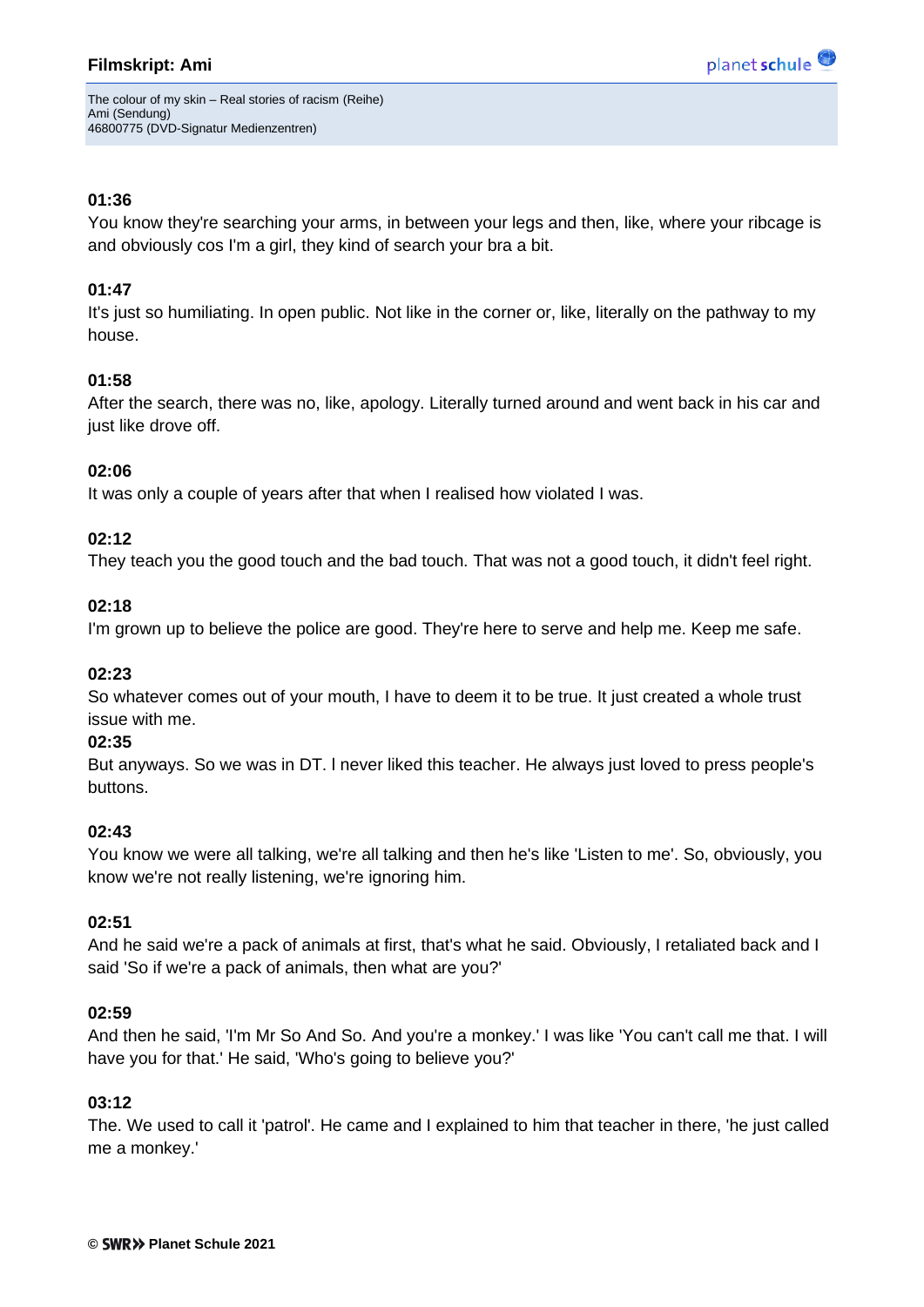**01:36**
You know they're searching your arms, in between your legs and then, like, where your ribcage is and obviously cos I'm a girl, they kind of search your bra a bit.

**01:47**
It's just so humiliating. In open public. Not like in the corner or, like, literally on the pathway to my house.

**01:58**
After the search, there was no, like, apology. Literally turned around and went back in his car and just like drove off.

**02:06**
It was only a couple of years after that when I realised how violated I was.

**02:12**
They teach you the good touch and the bad touch. That was not a good touch, it didn't feel right.

**02:18**
I'm grown up to believe the police are good. They're here to serve and help me. Keep me safe.

**02:23**
So whatever comes out of your mouth, I have to deem it to be true. It just created a whole trust issue with me.

**02:35**
But anyways. So we was in DT. I never liked this teacher. He always just loved to press people's buttons.

**02:43**
You know we were all talking, we're all talking and then he's like 'Listen to me'. So, obviously, you know we're not really listening, we're ignoring him.

**02:51**
And he said we're a pack of animals at first, that's what he said. Obviously, I retaliated back and I said 'So if we're a pack of animals, then what are you?'

**02:59**
And then he said, 'I'm Mr So And So. And you're a monkey.' I was like 'You can't call me that. I will have you for that.' He said, 'Who's going to believe you?'

**03:12**
The. We used to call it 'patrol'. He came and I explained to him that teacher in there, 'he just called me a monkey.'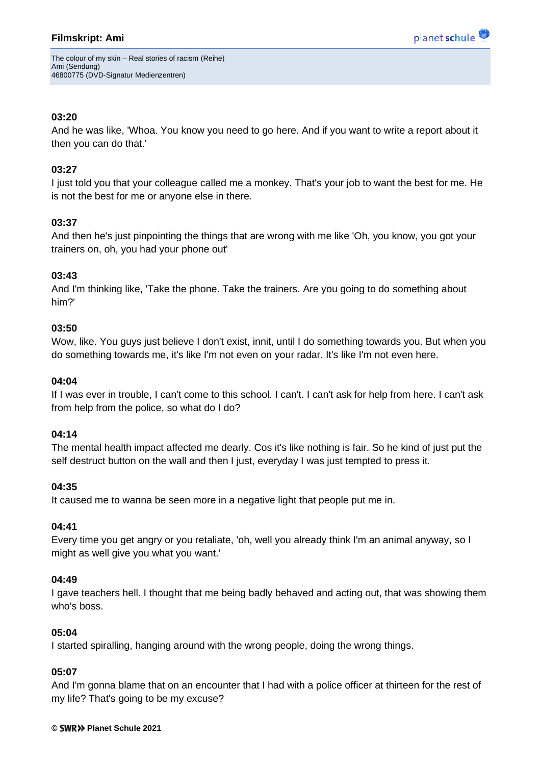### 03:20

And he was like, 'Whoa. You know you need to go here. And if you want to write a report about it then you can do that.'

### 03:27

I just told you that your colleague called me a monkey. That's your job to want the best for me. He is not the best for me or anyone else in there.

### 03:37

And then he's just pinpointing the things that are wrong with me like 'Oh, you know, you got your trainers on, oh, you had your phone out'

### 03:43

And I'm thinking like, 'Take the phone. Take the trainers. Are you going to do something about him?'

### 03:50

Wow, like. You guys just believe I don't exist, innit, until I do something towards you. But when you do something towards me, it's like I'm not even on your radar. It's like I'm not even here.

### 04:04

If I was ever in trouble, I can't come to this school. I can't. I can't ask for help from here. I can't ask from help from the police, so what do I do?

### 04:14

The mental health impact affected me dearly. Cos it's like nothing is fair. So he kind of just put the self destruct button on the wall and then I just, everyday I was just tempted to press it.

### 04:35

It caused me to wanna be seen more in a negative light that people put me in.

### 04:41

Every time you get angry or you retaliate, 'oh, well you already think I'm an animal anyway, so I might as well give you what you want.'

### 04:49

I gave teachers hell. I thought that me being badly behaved and acting out, that was showing them who's boss.

### 05:04

I started spiralling, hanging around with the wrong people, doing the wrong things.

### 05:07

And I'm gonna blame that on an encounter that I had with a police officer at thirteen for the rest of my life? That's going to be my excuse?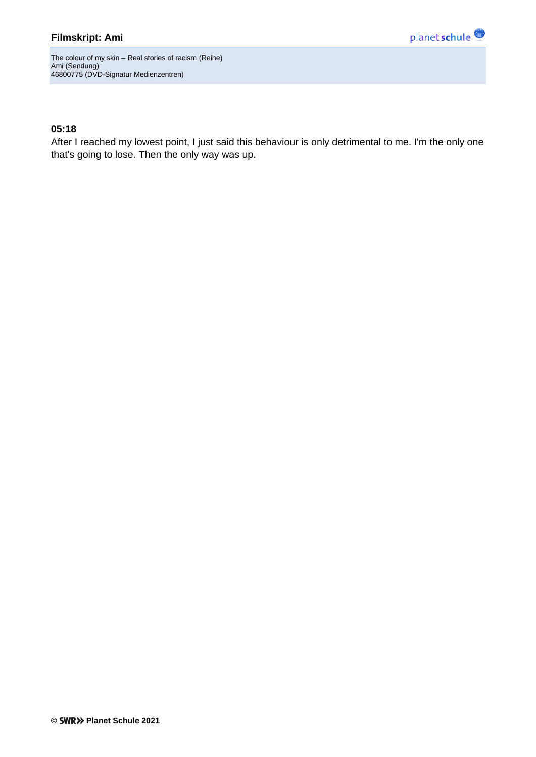**05:18**

After I reached my lowest point, I just said this behaviour is only detrimental to me. I'm the only one that's going to lose. Then the only way was up.